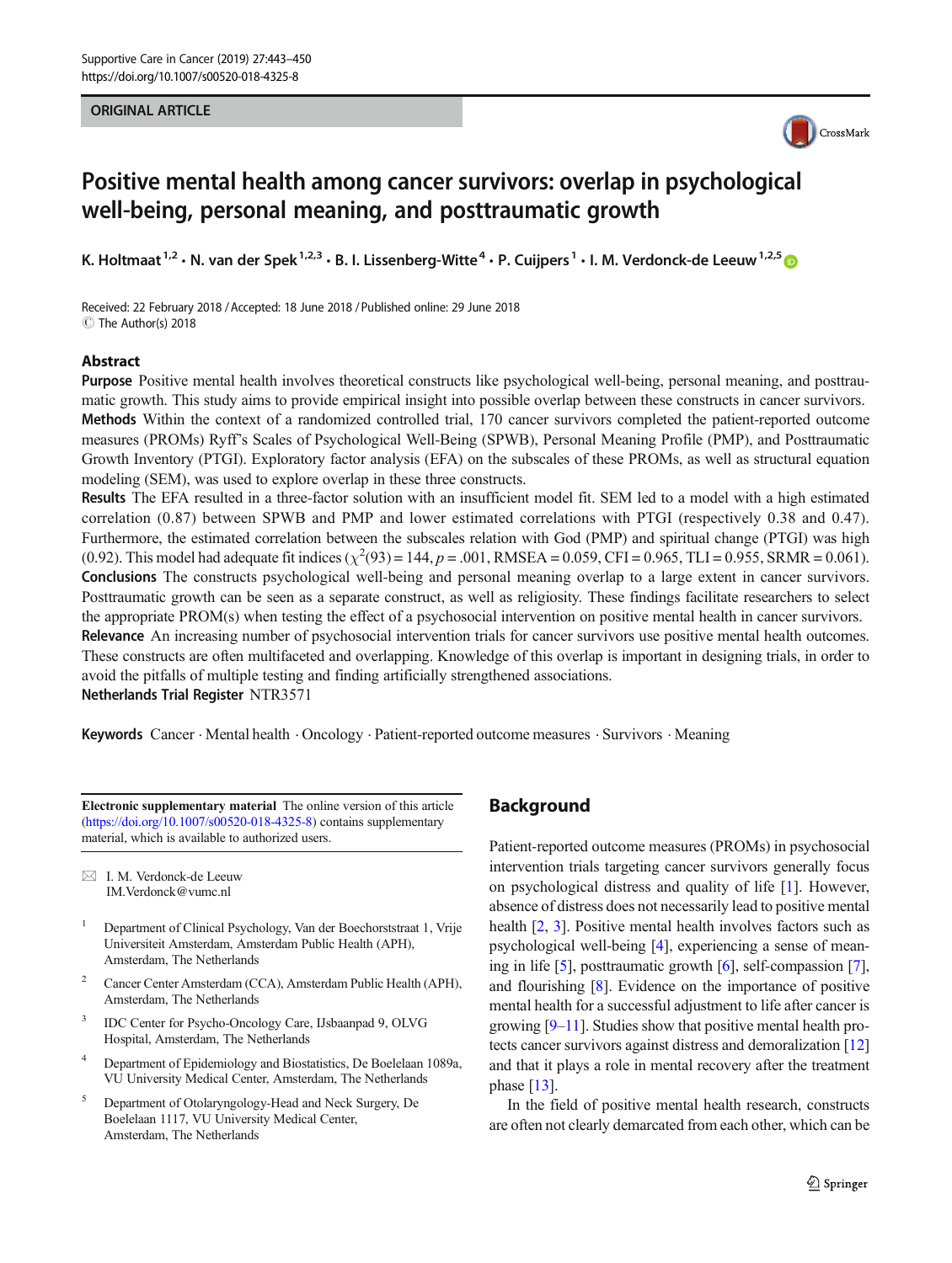ORIGINAL ARTICLE

# Positive mental health among cancer survivors: overlap in psychological well-being, personal meaning, and posttraumatic growth

K. Holtmaat[1,2] · N. van der Spek[1,2,3] · B. I. Lissenberg-Witte[4] · P. Cuijpers[1] · I. M. Verdonck-de Leeuw[1,2,5]

Received: 22 February 2018 / Accepted: 18 June 2018 / Published online: 29 June 2018
© The Author(s) 2018

## Abstract

**Purpose** Positive mental health involves theoretical constructs like psychological well-being, personal meaning, and posttraumatic growth. This study aims to provide empirical insight into possible overlap between these constructs in cancer survivors.

**Methods** Within the context of a randomized controlled trial, 170 cancer survivors completed the patient-reported outcome measures (PROMs) Ryff's Scales of Psychological Well-Being (SPWB), Personal Meaning Profile (PMP), and Posttraumatic Growth Inventory (PTGI). Exploratory factor analysis (EFA) on the subscales of these PROMs, as well as structural equation modeling (SEM), was used to explore overlap in these three constructs.

**Results** The EFA resulted in a three-factor solution with an insufficient model fit. SEM led to a model with a high estimated correlation (0.87) between SPWB and PMP and lower estimated correlations with PTGI (respectively 0.38 and 0.47). Furthermore, the estimated correlation between the subscales relation with God (PMP) and spiritual change (PTGI) was high (0.92). This model had adequate fit indices ($\chi^2(93) = 144$, $p = .001$, RMSEA = 0.059, CFI = 0.965, TLI = 0.955, SRMR = 0.061).

**Conclusions** The constructs psychological well-being and personal meaning overlap to a large extent in cancer survivors. Posttraumatic growth can be seen as a separate construct, as well as religiosity. These findings facilitate researchers to select the appropriate PROM(s) when testing the effect of a psychosocial intervention on positive mental health in cancer survivors.

**Relevance** An increasing number of psychosocial intervention trials for cancer survivors use positive mental health outcomes. These constructs are often multifaceted and overlapping. Knowledge of this overlap is important in designing trials, in order to avoid the pitfalls of multiple testing and finding artificially strengthened associations.

**Netherlands Trial Register** NTR3571

**Keywords** Cancer · Mental health · Oncology · Patient-reported outcome measures · Survivors · Meaning

**Electronic supplementary material** The online version of this article (https://doi.org/10.1007/s00520-018-4325-8) contains supplementary material, which is available to authorized users.

✉ I. M. Verdonck-de Leeuw
IM.Verdonck@vumc.nl

1. Department of Clinical Psychology, Van der Boechorststraat 1, Vrije Universiteit Amsterdam, Amsterdam Public Health (APH), Amsterdam, The Netherlands
2. Cancer Center Amsterdam (CCA), Amsterdam Public Health (APH), Amsterdam, The Netherlands
3. IDC Center for Psycho-Oncology Care, IJsbaanpad 9, OLVG Hospital, Amsterdam, The Netherlands
4. Department of Epidemiology and Biostatistics, De Boelelaan 1089a, VU University Medical Center, Amsterdam, The Netherlands
5. Department of Otolaryngology-Head and Neck Surgery, De Boelelaan 1117, VU University Medical Center, Amsterdam, The Netherlands

## Background

Patient-reported outcome measures (PROMs) in psychosocial intervention trials targeting cancer survivors generally focus on psychological distress and quality of life [1]. However, absence of distress does not necessarily lead to positive mental health [2, 3]. Positive mental health involves factors such as psychological well-being [4], experiencing a sense of meaning in life [5], posttraumatic growth [6], self-compassion [7], and flourishing [8]. Evidence on the importance of positive mental health for a successful adjustment to life after cancer is growing [9–11]. Studies show that positive mental health protects cancer survivors against distress and demoralization [12] and that it plays a role in mental recovery after the treatment phase [13].

In the field of positive mental health research, constructs are often not clearly demarcated from each other, which can be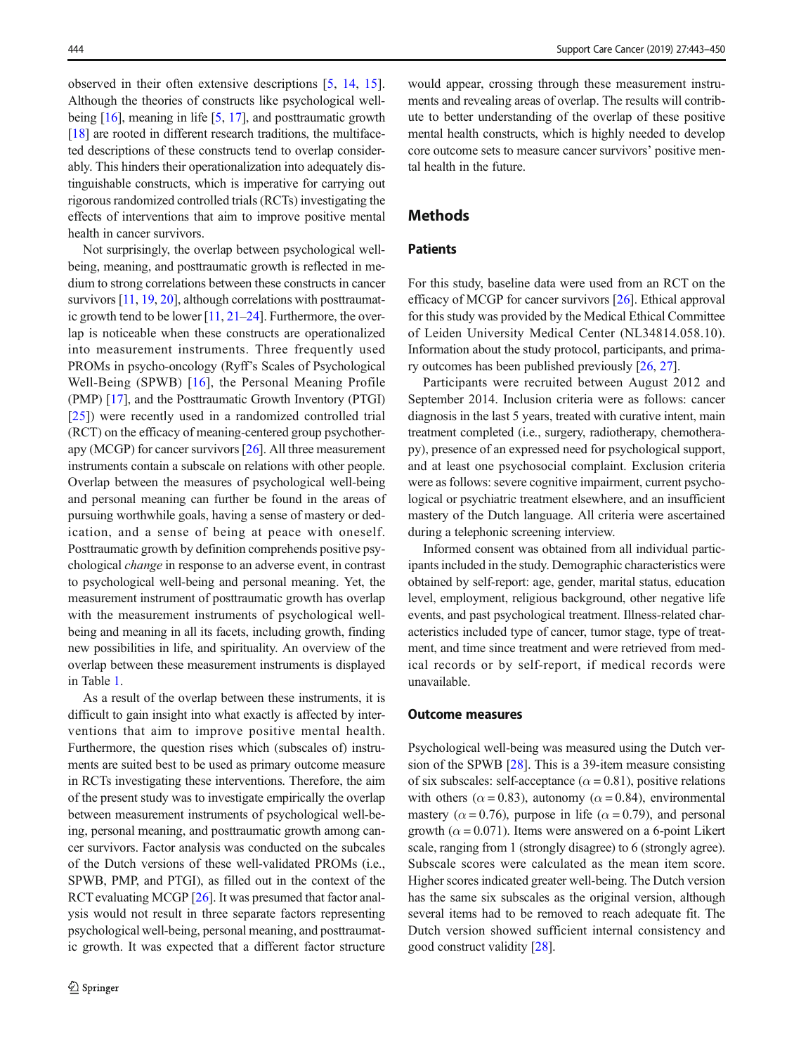observed in their often extensive descriptions [5, 14, 15]. Although the theories of constructs like psychological well-being [16], meaning in life [5, 17], and posttraumatic growth [18] are rooted in different research traditions, the multifaceted descriptions of these constructs tend to overlap considerably. This hinders their operationalization into adequately distinguishable constructs, which is imperative for carrying out rigorous randomized controlled trials (RCTs) investigating the effects of interventions that aim to improve positive mental health in cancer survivors.

Not surprisingly, the overlap between psychological well-being, meaning, and posttraumatic growth is reflected in medium to strong correlations between these constructs in cancer survivors [11, 19, 20], although correlations with posttraumatic growth tend to be lower [11, 21–24]. Furthermore, the overlap is noticeable when these constructs are operationalized into measurement instruments. Three frequently used PROMs in psycho-oncology (Ryff's Scales of Psychological Well-Being (SPWB) [16], the Personal Meaning Profile (PMP) [17], and the Posttraumatic Growth Inventory (PTGI) [25]) were recently used in a randomized controlled trial (RCT) on the efficacy of meaning-centered group psychotherapy (MCGP) for cancer survivors [26]. All three measurement instruments contain a subscale on relations with other people. Overlap between the measures of psychological well-being and personal meaning can further be found in the areas of pursuing worthwhile goals, having a sense of mastery or dedication, and a sense of being at peace with oneself. Posttraumatic growth by definition comprehends positive psychological *change* in response to an adverse event, in contrast to psychological well-being and personal meaning. Yet, the measurement instrument of posttraumatic growth has overlap with the measurement instruments of psychological well-being and meaning in all its facets, including growth, finding new possibilities in life, and spirituality. An overview of the overlap between these measurement instruments is displayed in Table 1.

As a result of the overlap between these instruments, it is difficult to gain insight into what exactly is affected by interventions that aim to improve positive mental health. Furthermore, the question rises which (subscales of) instruments are suited best to be used as primary outcome measure in RCTs investigating these interventions. Therefore, the aim of the present study was to investigate empirically the overlap between measurement instruments of psychological well-being, personal meaning, and posttraumatic growth among cancer survivors. Factor analysis was conducted on the subscales of the Dutch versions of these well-validated PROMs (i.e., SPWB, PMP, and PTGI), as filled out in the context of the RCT evaluating MCGP [26]. It was presumed that factor analysis would not result in three separate factors representing psychological well-being, personal meaning, and posttraumatic growth. It was expected that a different factor structure would appear, crossing through these measurement instruments and revealing areas of overlap. The results will contribute to better understanding of the overlap of these positive mental health constructs, which is highly needed to develop core outcome sets to measure cancer survivors' positive mental health in the future.

## Methods

### Patients

For this study, baseline data were used from an RCT on the efficacy of MCGP for cancer survivors [26]. Ethical approval for this study was provided by the Medical Ethical Committee of Leiden University Medical Center (NL34814.058.10). Information about the study protocol, participants, and primary outcomes has been published previously [26, 27].

Participants were recruited between August 2012 and September 2014. Inclusion criteria were as follows: cancer diagnosis in the last 5 years, treated with curative intent, main treatment completed (i.e., surgery, radiotherapy, chemotherapy), presence of an expressed need for psychological support, and at least one psychosocial complaint. Exclusion criteria were as follows: severe cognitive impairment, current psychological or psychiatric treatment elsewhere, and an insufficient mastery of the Dutch language. All criteria were ascertained during a telephonic screening interview.

Informed consent was obtained from all individual participants included in the study. Demographic characteristics were obtained by self-report: age, gender, marital status, education level, employment, religious background, other negative life events, and past psychological treatment. Illness-related characteristics included type of cancer, tumor stage, type of treatment, and time since treatment and were retrieved from medical records or by self-report, if medical records were unavailable.

### Outcome measures

Psychological well-being was measured using the Dutch version of the SPWB [28]. This is a 39-item measure consisting of six subscales: self-acceptance ($\alpha = 0.81$), positive relations with others ($\alpha = 0.83$), autonomy ($\alpha = 0.84$), environmental mastery ($\alpha = 0.76$), purpose in life ($\alpha = 0.79$), and personal growth ($\alpha = 0.071$). Items were answered on a 6-point Likert scale, ranging from 1 (strongly disagree) to 6 (strongly agree). Subscale scores were calculated as the mean item score. Higher scores indicated greater well-being. The Dutch version has the same six subscales as the original version, although several items had to be removed to reach adequate fit. The Dutch version showed sufficient internal consistency and good construct validity [28].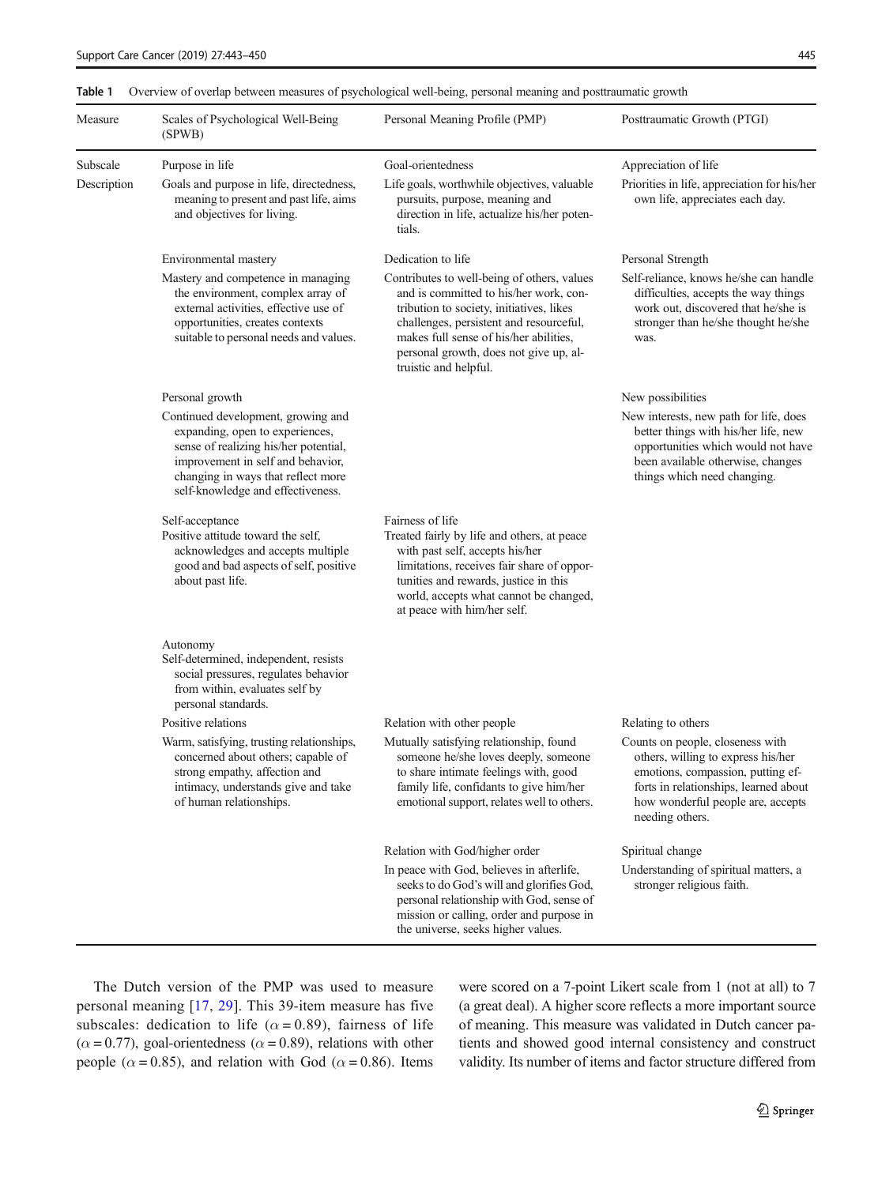**Table 1** Overview of overlap between measures of psychological well-being, personal meaning and posttraumatic growth

| Measure | Scales of Psychological Well-Being (SPWB) | Personal Meaning Profile (PMP) | Posttraumatic Growth (PTGI) |
|---|---|---|---|
| Subscale | Purpose in life | Goal-orientedness | Appreciation of life |
| Description | Goals and purpose in life, directedness, meaning to present and past life, aims and objectives for living. | Life goals, worthwhile objectives, valuable pursuits, purpose, meaning and direction in life, actualize his/her potentials. | Priorities in life, appreciation for his/her own life, appreciates each day. |
| | Environmental mastery | Dedication to life | Personal Strength |
| | Mastery and competence in managing the environment, complex array of external activities, effective use of opportunities, creates contexts suitable to personal needs and values. | Contributes to well-being of others, values and is committed to his/her work, contribution to society, initiatives, likes challenges, persistent and resourceful, makes full sense of his/her abilities, personal growth, does not give up, altruistic and helpful. | Self-reliance, knows he/she can handle difficulties, accepts the way things work out, discovered that he/she is stronger than he/she thought he/she was. |
| | Personal growth | | New possibilities |
| | Continued development, growing and expanding, open to experiences, sense of realizing his/her potential, improvement in self and behavior, changing in ways that reflect more self-knowledge and effectiveness. | | New interests, new path for life, does better things with his/her life, new opportunities which would not have been available otherwise, changes things which need changing. |
| | Self-acceptance | Fairness of life | |
| | Positive attitude toward the self, acknowledges and accepts multiple good and bad aspects of self, positive about past life. | Treated fairly by life and others, at peace with past self, accepts his/her limitations, receives fair share of opportunities and rewards, justice in this world, accepts what cannot be changed, at peace with him/her self. | |
| | Autonomy | | |
| | Self-determined, independent, resists social pressures, regulates behavior from within, evaluates self by personal standards. | | |
| | Positive relations | Relation with other people | Relating to others |
| | Warm, satisfying, trusting relationships, concerned about others; capable of strong empathy, affection and intimacy, understands give and take of human relationships. | Mutually satisfying relationship, found someone he/she loves deeply, someone to share intimate feelings with, good family life, confidants to give him/her emotional support, relates well to others. | Counts on people, closeness with others, willing to express his/her emotions, compassion, putting efforts in relationships, learned about how wonderful people are, accepts needing others. |
| | | Relation with God/higher order | Spiritual change |
| | | In peace with God, believes in afterlife, seeks to do God's will and glorifies God, personal relationship with God, sense of mission or calling, order and purpose in the universe, seeks higher values. | Understanding of spiritual matters, a stronger religious faith. |

The Dutch version of the PMP was used to measure personal meaning [17, 29]. This 39-item measure has five subscales: dedication to life ($\alpha = 0.89$), fairness of life ($\alpha = 0.77$), goal-orientedness ($\alpha = 0.89$), relations with other people ($\alpha = 0.85$), and relation with God ($\alpha = 0.86$). Items were scored on a 7-point Likert scale from 1 (not at all) to 7 (a great deal). A higher score reflects a more important source of meaning. This measure was validated in Dutch cancer patients and showed good internal consistency and construct validity. Its number of items and factor structure differed from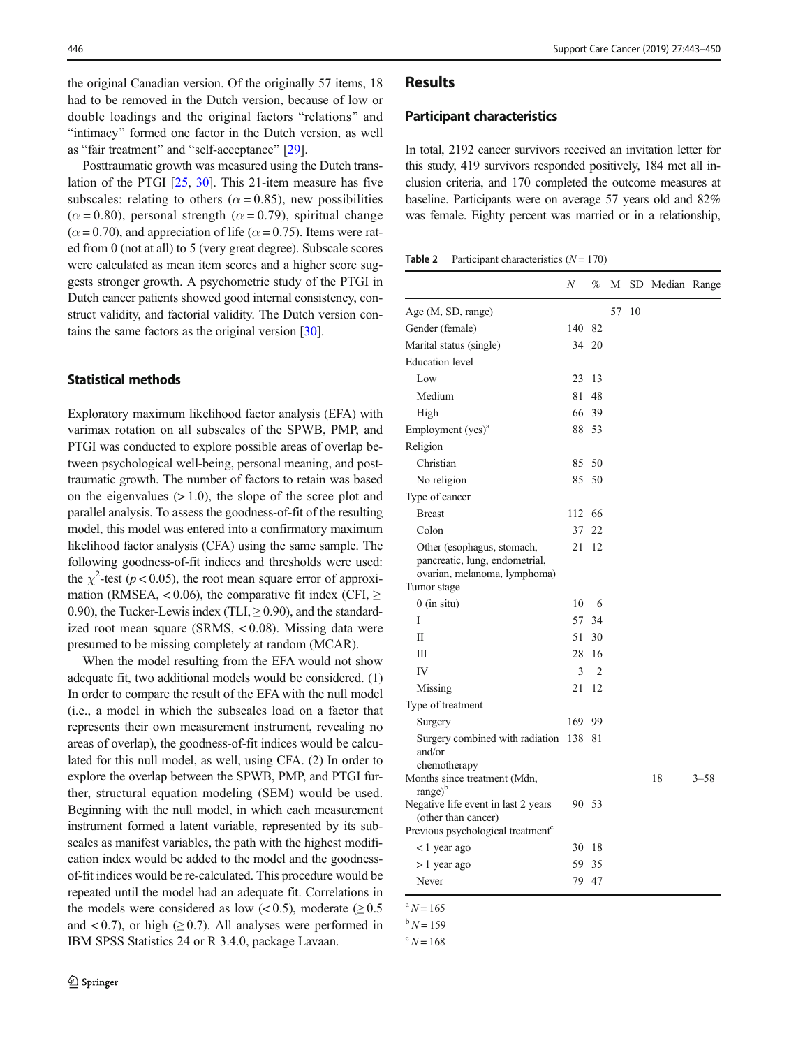the original Canadian version. Of the originally 57 items, 18 had to be removed in the Dutch version, because of low or double loadings and the original factors "relations" and "intimacy" formed one factor in the Dutch version, as well as "fair treatment" and "self-acceptance" [29].

Posttraumatic growth was measured using the Dutch translation of the PTGI [25, 30]. This 21-item measure has five subscales: relating to others ($\alpha = 0.85$), new possibilities ($\alpha = 0.80$), personal strength ($\alpha = 0.79$), spiritual change ($\alpha = 0.70$), and appreciation of life ($\alpha = 0.75$). Items were rated from 0 (not at all) to 5 (very great degree). Subscale scores were calculated as mean item scores and a higher score suggests stronger growth. A psychometric study of the PTGI in Dutch cancer patients showed good internal consistency, construct validity, and factorial validity. The Dutch version contains the same factors as the original version [30].

### Statistical methods

Exploratory maximum likelihood factor analysis (EFA) with varimax rotation on all subscales of the SPWB, PMP, and PTGI was conducted to explore possible areas of overlap between psychological well-being, personal meaning, and posttraumatic growth. The number of factors to retain was based on the eigenvalues ($> 1.0$), the slope of the scree plot and parallel analysis. To assess the goodness-of-fit of the resulting model, this model was entered into a confirmatory maximum likelihood factor analysis (CFA) using the same sample. The following goodness-of-fit indices and thresholds were used: the $\chi^2$-test ($p < 0.05$), the root mean square error of approximation (RMSEA, $< 0.06$), the comparative fit index (CFI, $\geq 0.90$), the Tucker-Lewis index (TLI, $\geq 0.90$), and the standardized root mean square (SRMS, $< 0.08$). Missing data were presumed to be missing completely at random (MCAR).

When the model resulting from the EFA would not show adequate fit, two additional models would be considered. (1) In order to compare the result of the EFA with the null model (i.e., a model in which the subscales load on a factor that represents their own measurement instrument, revealing no areas of overlap), the goodness-of-fit indices would be calculated for this null model, as well, using CFA. (2) In order to explore the overlap between the SPWB, PMP, and PTGI further, structural equation modeling (SEM) would be used. Beginning with the null model, in which each measurement instrument formed a latent variable, represented by its subscales as manifest variables, the path with the highest modification index would be added to the model and the goodness-of-fit indices would be re-calculated. This procedure would be repeated until the model had an adequate fit. Correlations in the models were considered as low ($< 0.5$), moderate ($\geq 0.5$ and $< 0.7$), or high ($\geq 0.7$). All analyses were performed in IBM SPSS Statistics 24 or R 3.4.0, package Lavaan.

## Results

### Participant characteristics

In total, 2192 cancer survivors received an invitation letter for this study, 419 survivors responded positively, 184 met all inclusion criteria, and 170 completed the outcome measures at baseline. Participants were on average 57 years old and 82% was female. Eighty percent was married or in a relationship,

**Table 2** Participant characteristics ($N = 170$)

| | *N* | % | M | SD | Median | Range |
|---|---|---|---|---|---|---|
| Age (M, SD, range) | | | 57 | 10 | | |
| Gender (female) | 140 | 82 | | | | |
| Marital status (single) | 34 | 20 | | | | |
| Education level | | | | | | |
| Low | 23 | 13 | | | | |
| Medium | 81 | 48 | | | | |
| High | 66 | 39 | | | | |
| Employment (yes)[a] | 88 | 53 | | | | |
| Religion | | | | | | |
| Christian | 85 | 50 | | | | |
| No religion | 85 | 50 | | | | |
| Type of cancer | | | | | | |
| Breast | 112 | 66 | | | | |
| Colon | 37 | 22 | | | | |
| Other (esophagus, stomach, pancreatic, lung, endometrial, ovarian, melanoma, lymphoma) | 21 | 12 | | | | |
| Tumor stage | | | | | | |
| 0 (in situ) | 10 | 6 | | | | |
| I | 57 | 34 | | | | |
| II | 51 | 30 | | | | |
| III | 28 | 16 | | | | |
| IV | 3 | 2 | | | | |
| Missing | 21 | 12 | | | | |
| Type of treatment | | | | | | |
| Surgery | 169 | 99 | | | | |
| Surgery combined with radiation and/or chemotherapy | 138 | 81 | | | | |
| Months since treatment (Mdn, range)[b] | | | | | 18 | 3–58 |
| Negative life event in last 2 years (other than cancer) | 90 | 53 | | | | |
| Previous psychological treatment[c] | | | | | | |
| < 1 year ago | 30 | 18 | | | | |
| > 1 year ago | 59 | 35 | | | | |
| Never | 79 | 47 | | | | |

[a] $N = 165$

[b] $N = 159$

[c] $N = 168$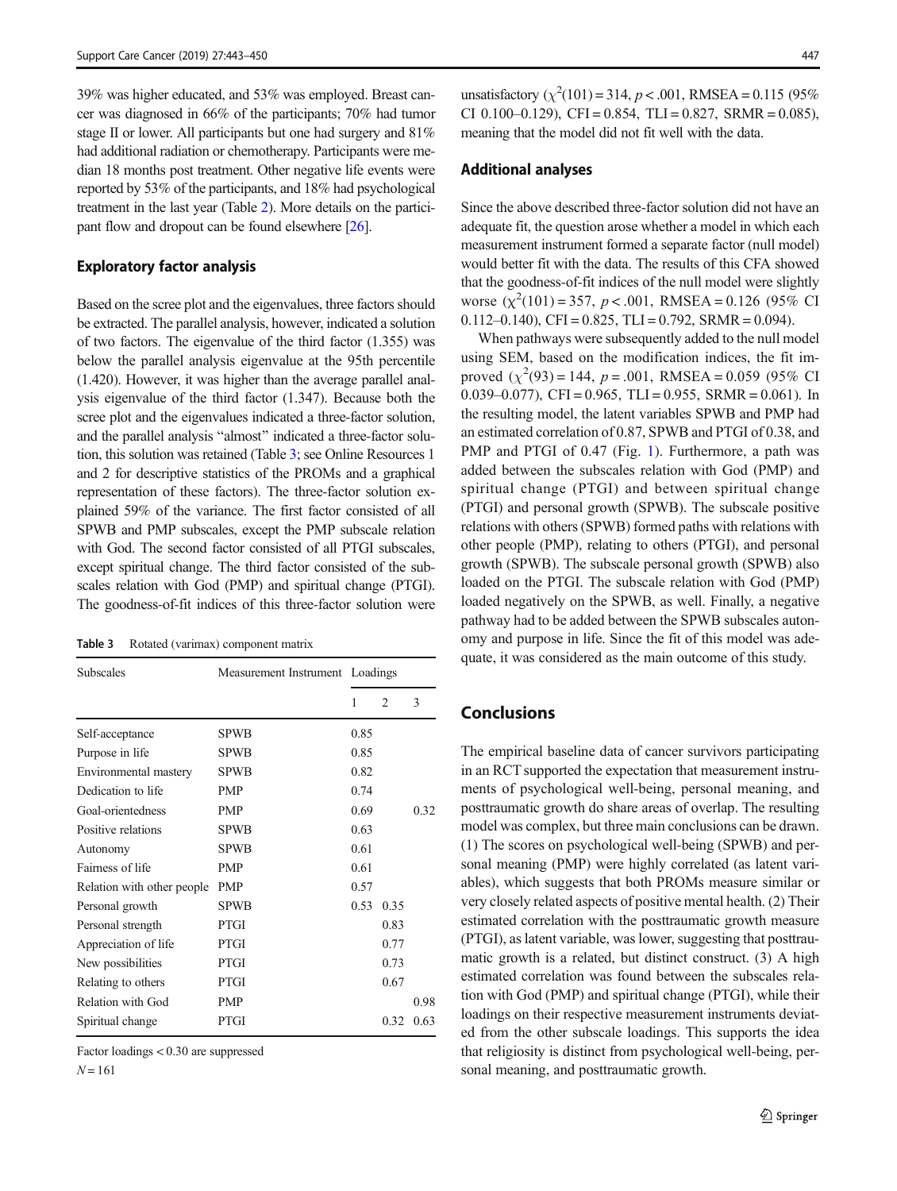39% was higher educated, and 53% was employed. Breast cancer was diagnosed in 66% of the participants; 70% had tumor stage II or lower. All participants but one had surgery and 81% had additional radiation or chemotherapy. Participants were median 18 months post treatment. Other negative life events were reported by 53% of the participants, and 18% had psychological treatment in the last year (Table 2). More details on the participant flow and dropout can be found elsewhere [26].

### Exploratory factor analysis

Based on the scree plot and the eigenvalues, three factors should be extracted. The parallel analysis, however, indicated a solution of two factors. The eigenvalue of the third factor (1.355) was below the parallel analysis eigenvalue at the 95th percentile (1.420). However, it was higher than the average parallel analysis eigenvalue of the third factor (1.347). Because both the scree plot and the eigenvalues indicated a three-factor solution, and the parallel analysis "almost" indicated a three-factor solution, this solution was retained (Table 3; see Online Resources 1 and 2 for descriptive statistics of the PROMs and a graphical representation of these factors). The three-factor solution explained 59% of the variance. The first factor consisted of all SPWB and PMP subscales, except the PMP subscale relation with God. The second factor consisted of all PTGI subscales, except spiritual change. The third factor consisted of the subscales relation with God (PMP) and spiritual change (PTGI). The goodness-of-fit indices of this three-factor solution were unsatisfactory ($\chi^2(101) = 314$, $p < .001$, RMSEA = 0.115 (95% CI 0.100–0.129), CFI = 0.854, TLI = 0.827, SRMR = 0.085), meaning that the model did not fit well with the data.

**Table 3** Rotated (varimax) component matrix

| Subscales | Measurement Instrument | Loadings | | |
|---|---|---|---|---|
| | | 1 | 2 | 3 |
| Self-acceptance | SPWB | 0.85 | | |
| Purpose in life | SPWB | 0.85 | | |
| Environmental mastery | SPWB | 0.82 | | |
| Dedication to life | PMP | 0.74 | | |
| Goal-orientedness | PMP | 0.69 | | 0.32 |
| Positive relations | SPWB | 0.63 | | |
| Autonomy | SPWB | 0.61 | | |
| Fairness of life | PMP | 0.61 | | |
| Relation with other people | PMP | 0.57 | | |
| Personal growth | SPWB | 0.53 | 0.35 | |
| Personal strength | PTGI | | 0.83 | |
| Appreciation of life | PTGI | | 0.77 | |
| New possibilities | PTGI | | 0.73 | |
| Relating to others | PTGI | | 0.67 | |
| Relation with God | PMP | | | 0.98 |
| Spiritual change | PTGI | | 0.32 | 0.63 |

Factor loadings < 0.30 are suppressed

$N = 161$

### Additional analyses

Since the above described three-factor solution did not have an adequate fit, the question arose whether a model in which each measurement instrument formed a separate factor (null model) would better fit with the data. The results of this CFA showed that the goodness-of-fit indices of the null model were slightly worse ($\chi^2(101) = 357$, $p < .001$, RMSEA = 0.126 (95% CI 0.112–0.140), CFI = 0.825, TLI = 0.792, SRMR = 0.094).

When pathways were subsequently added to the null model using SEM, based on the modification indices, the fit improved ($\chi^2(93) = 144$, $p = .001$, RMSEA = 0.059 (95% CI 0.039–0.077), CFI = 0.965, TLI = 0.955, SRMR = 0.061). In the resulting model, the latent variables SPWB and PMP had an estimated correlation of 0.87, SPWB and PTGI of 0.38, and PMP and PTGI of 0.47 (Fig. 1). Furthermore, a path was added between the subscales relation with God (PMP) and spiritual change (PTGI) and between spiritual change (PTGI) and personal growth (SPWB). The subscale positive relations with others (SPWB) formed paths with relations with other people (PMP), relating to others (PTGI), and personal growth (SPWB). The subscale personal growth (SPWB) also loaded on the PTGI. The subscale relation with God (PMP) loaded negatively on the SPWB, as well. Finally, a negative pathway had to be added between the SPWB subscales autonomy and purpose in life. Since the fit of this model was adequate, it was considered as the main outcome of this study.

## Conclusions

The empirical baseline data of cancer survivors participating in an RCT supported the expectation that measurement instruments of psychological well-being, personal meaning, and posttraumatic growth do share areas of overlap. The resulting model was complex, but three main conclusions can be drawn. (1) The scores on psychological well-being (SPWB) and personal meaning (PMP) were highly correlated (as latent variables), which suggests that both PROMs measure similar or very closely related aspects of positive mental health. (2) Their estimated correlation with the posttraumatic growth measure (PTGI), as latent variable, was lower, suggesting that posttraumatic growth is a related, but distinct construct. (3) A high estimated correlation was found between the subscales relation with God (PMP) and spiritual change (PTGI), while their loadings on their respective measurement instruments deviated from the other subscale loadings. This supports the idea that religiosity is distinct from psychological well-being, personal meaning, and posttraumatic growth.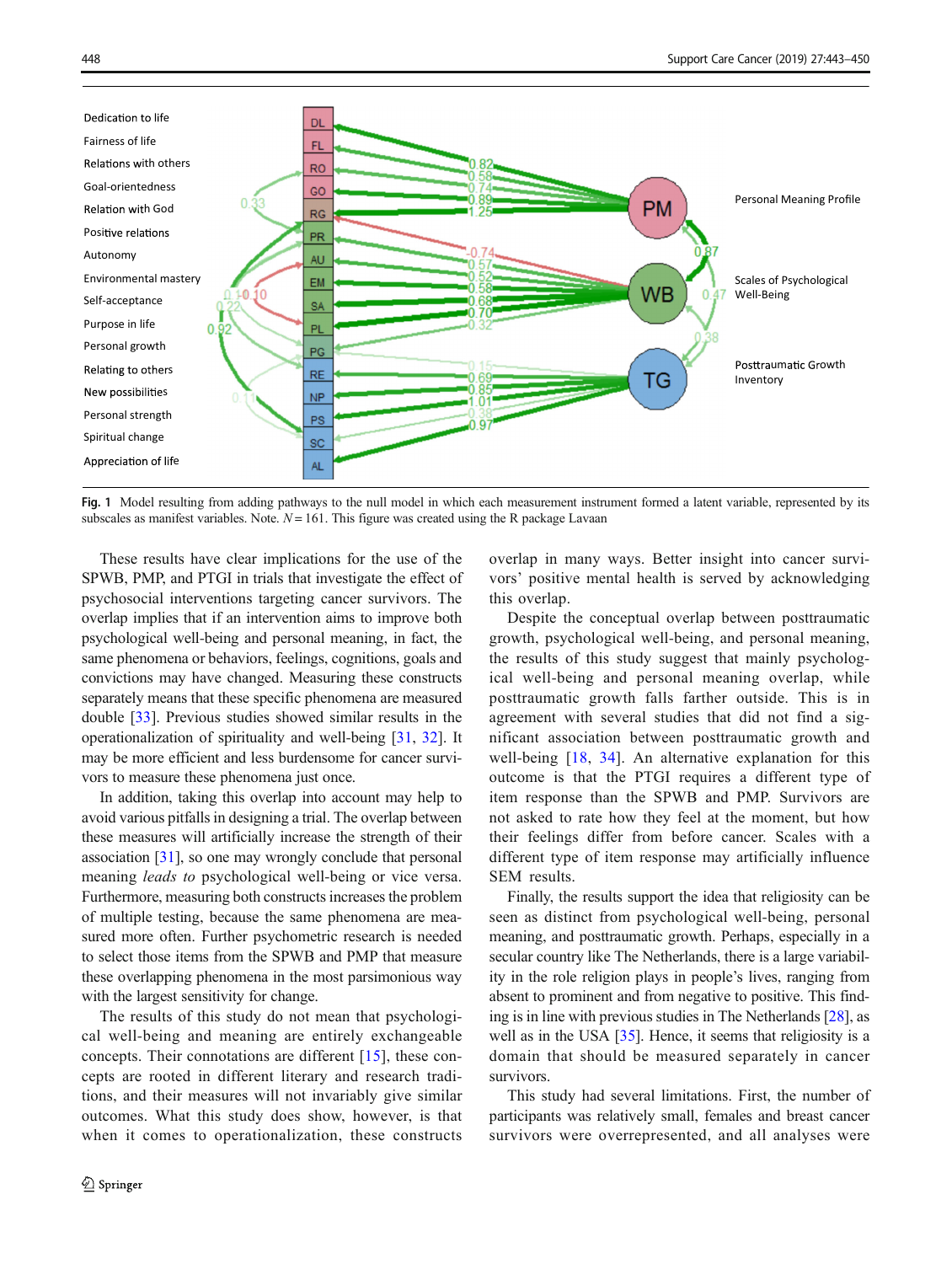Dedication to life
Fairness of life
Relations with others
Goal-orientedness
Relation with God
Positive relations
Autonomy
Environmental mastery
Self-acceptance
Purpose in life
Personal growth
Relating to others
New possibilities
Personal strength
Spiritual change
Appreciation of life

DL
FL
RO
GO
RG
PR
AU
EM
SA
PL
PG
RE
NP
PS
SC
AL

0.33
0.10
-0.10
0.22
0.92
0.11

0.82
0.58
0.74
0.89
1.25
-0.74
0.57
0.52
0.58
0.68
0.70
0.32
0.15
0.69
0.85
1.01
0.38
0.97

PM
WB
TG

0.87
0.47
0.38

Personal Meaning Profile
Scales of Psychological Well-Being
Posttraumatic Growth Inventory

**Fig. 1** Model resulting from adding pathways to the null model in which each measurement instrument formed a latent variable, represented by its subscales as manifest variables. Note. $N = 161$. This figure was created using the R package Lavaan

These results have clear implications for the use of the SPWB, PMP, and PTGI in trials that investigate the effect of psychosocial interventions targeting cancer survivors. The overlap implies that if an intervention aims to improve both psychological well-being and personal meaning, in fact, the same phenomena or behaviors, feelings, cognitions, goals and convictions may have changed. Measuring these constructs separately means that these specific phenomena are measured double [33]. Previous studies showed similar results in the operationalization of spirituality and well-being [31, 32]. It may be more efficient and less burdensome for cancer survivors to measure these phenomena just once.

In addition, taking this overlap into account may help to avoid various pitfalls in designing a trial. The overlap between these measures will artificially increase the strength of their association [31], so one may wrongly conclude that personal meaning *leads to* psychological well-being or vice versa. Furthermore, measuring both constructs increases the problem of multiple testing, because the same phenomena are measured more often. Further psychometric research is needed to select those items from the SPWB and PMP that measure these overlapping phenomena in the most parsimonious way with the largest sensitivity for change.

The results of this study do not mean that psychological well-being and meaning are entirely exchangeable concepts. Their connotations are different [15], these concepts are rooted in different literary and research traditions, and their measures will not invariably give similar outcomes. What this study does show, however, is that when it comes to operationalization, these constructs overlap in many ways. Better insight into cancer survivors' positive mental health is served by acknowledging this overlap.

Despite the conceptual overlap between posttraumatic growth, psychological well-being, and personal meaning, the results of this study suggest that mainly psychological well-being and personal meaning overlap, while posttraumatic growth falls farther outside. This is in agreement with several studies that did not find a significant association between posttraumatic growth and well-being [18, 34]. An alternative explanation for this outcome is that the PTGI requires a different type of item response than the SPWB and PMP. Survivors are not asked to rate how they feel at the moment, but how their feelings differ from before cancer. Scales with a different type of item response may artificially influence SEM results.

Finally, the results support the idea that religiosity can be seen as distinct from psychological well-being, personal meaning, and posttraumatic growth. Perhaps, especially in a secular country like The Netherlands, there is a large variability in the role religion plays in people's lives, ranging from absent to prominent and from negative to positive. This finding is in line with previous studies in The Netherlands [28], as well as in the USA [35]. Hence, it seems that religiosity is a domain that should be measured separately in cancer survivors.

This study had several limitations. First, the number of participants was relatively small, females and breast cancer survivors were overrepresented, and all analyses were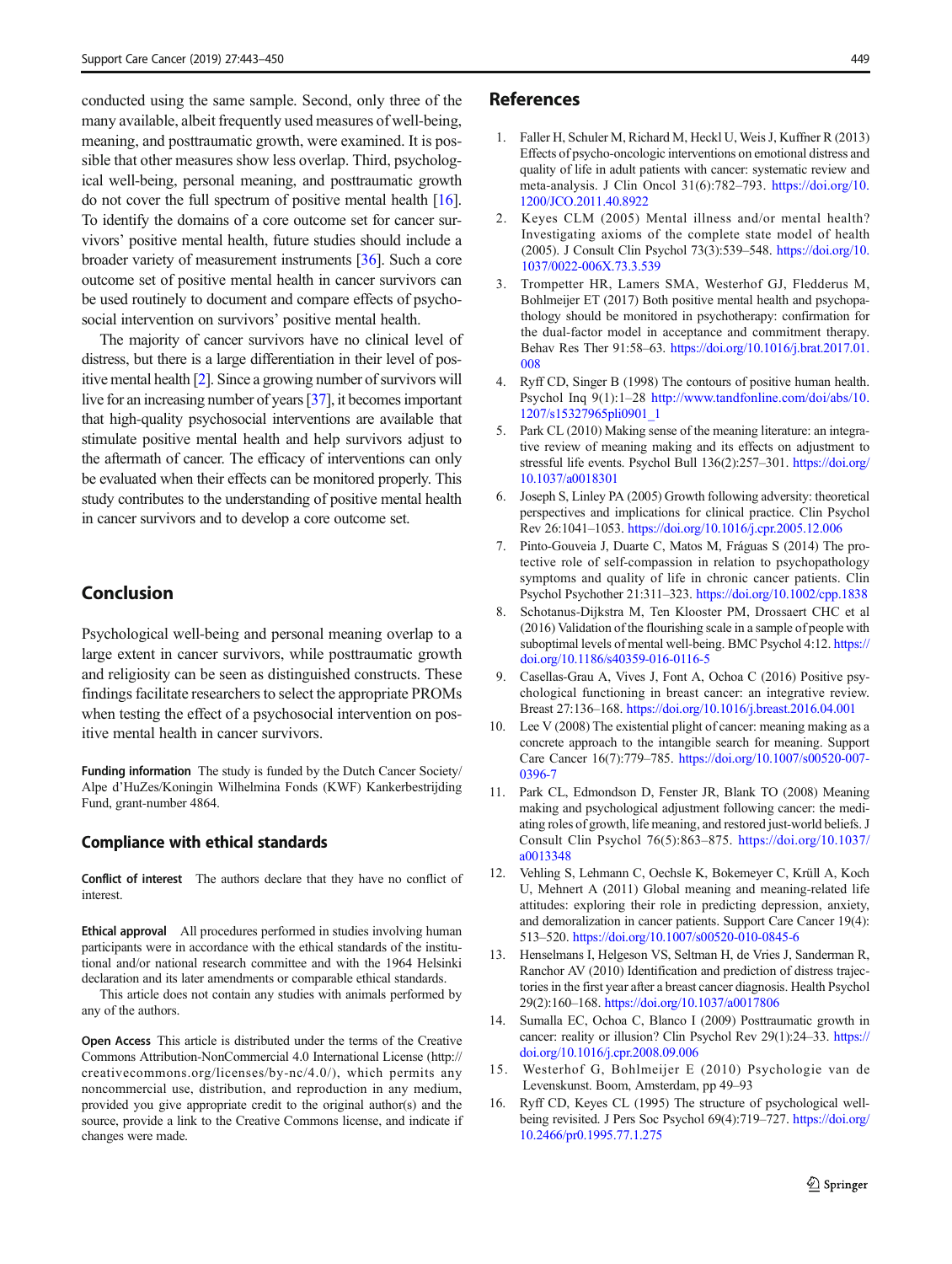conducted using the same sample. Second, only three of the many available, albeit frequently used measures of well-being, meaning, and posttraumatic growth, were examined. It is possible that other measures show less overlap. Third, psychological well-being, personal meaning, and posttraumatic growth do not cover the full spectrum of positive mental health [16]. To identify the domains of a core outcome set for cancer survivors' positive mental health, future studies should include a broader variety of measurement instruments [36]. Such a core outcome set of positive mental health in cancer survivors can be used routinely to document and compare effects of psychosocial intervention on survivors' positive mental health.

The majority of cancer survivors have no clinical level of distress, but there is a large differentiation in their level of positive mental health [2]. Since a growing number of survivors will live for an increasing number of years [37], it becomes important that high-quality psychosocial interventions are available that stimulate positive mental health and help survivors adjust to the aftermath of cancer. The efficacy of interventions can only be evaluated when their effects can be monitored properly. This study contributes to the understanding of positive mental health in cancer survivors and to develop a core outcome set.

## Conclusion

Psychological well-being and personal meaning overlap to a large extent in cancer survivors, while posttraumatic growth and religiosity can be seen as distinguished constructs. These findings facilitate researchers to select the appropriate PROMs when testing the effect of a psychosocial intervention on positive mental health in cancer survivors.

**Funding information** The study is funded by the Dutch Cancer Society/Alpe d'HuZes/Koningin Wilhelmina Fonds (KWF) Kankerbestrijding Fund, grant-number 4864.

### Compliance with ethical standards

**Conflict of interest** The authors declare that they have no conflict of interest.

**Ethical approval** All procedures performed in studies involving human participants were in accordance with the ethical standards of the institutional and/or national research committee and with the 1964 Helsinki declaration and its later amendments or comparable ethical standards.

This article does not contain any studies with animals performed by any of the authors.

**Open Access** This article is distributed under the terms of the Creative Commons Attribution-NonCommercial 4.0 International License (http://creativecommons.org/licenses/by-nc/4.0/), which permits any noncommercial use, distribution, and reproduction in any medium, provided you give appropriate credit to the original author(s) and the source, provide a link to the Creative Commons license, and indicate if changes were made.

## References

1. Faller H, Schuler M, Richard M, Heckl U, Weis J, Kuffner R (2013) Effects of psycho-oncologic interventions on emotional distress and quality of life in adult patients with cancer: systematic review and meta-analysis. J Clin Oncol 31(6):782–793. https://doi.org/10.1200/JCO.2011.40.8922
2. Keyes CLM (2005) Mental illness and/or mental health? Investigating axioms of the complete state model of health (2005). J Consult Clin Psychol 73(3):539–548. https://doi.org/10.1037/0022-006X.73.3.539
3. Trompetter HR, Lamers SMA, Westerhof GJ, Fledderus M, Bohlmeijer ET (2017) Both positive mental health and psychopathology should be monitored in psychotherapy: confirmation for the dual-factor model in acceptance and commitment therapy. Behav Res Ther 91:58–63. https://doi.org/10.1016/j.brat.2017.01.008
4. Ryff CD, Singer B (1998) The contours of positive human health. Psychol Inq 9(1):1–28 http://www.tandfonline.com/doi/abs/10.1207/s15327965pli0901_1
5. Park CL (2010) Making sense of the meaning literature: an integrative review of meaning making and its effects on adjustment to stressful life events. Psychol Bull 136(2):257–301. https://doi.org/10.1037/a0018301
6. Joseph S, Linley PA (2005) Growth following adversity: theoretical perspectives and implications for clinical practice. Clin Psychol Rev 26:1041–1053. https://doi.org/10.1016/j.cpr.2005.12.006
7. Pinto-Gouveia J, Duarte C, Matos M, Fráguas S (2014) The protective role of self-compassion in relation to psychopathology symptoms and quality of life in chronic cancer patients. Clin Psychol Psychother 21:311–323. https://doi.org/10.1002/cpp.1838
8. Schotanus-Dijkstra M, Ten Klooster PM, Drossaert CHC et al (2016) Validation of the flourishing scale in a sample of people with suboptimal levels of mental well-being. BMC Psychol 4:12. https://doi.org/10.1186/s40359-016-0116-5
9. Casellas-Grau A, Vives J, Font A, Ochoa C (2016) Positive psychological functioning in breast cancer: an integrative review. Breast 27:136–168. https://doi.org/10.1016/j.breast.2016.04.001
10. Lee V (2008) The existential plight of cancer: meaning making as a concrete approach to the intangible search for meaning. Support Care Cancer 16(7):779–785. https://doi.org/10.1007/s00520-007-0396-7
11. Park CL, Edmondson D, Fenster JR, Blank TO (2008) Meaning making and psychological adjustment following cancer: the mediating roles of growth, life meaning, and restored just-world beliefs. J Consult Clin Psychol 76(5):863–875. https://doi.org/10.1037/a0013348
12. Vehling S, Lehmann C, Oechsle K, Bokemeyer C, Krüll A, Koch U, Mehnert A (2011) Global meaning and meaning-related life attitudes: exploring their role in predicting depression, anxiety, and demoralization in cancer patients. Support Care Cancer 19(4):513–520. https://doi.org/10.1007/s00520-010-0845-6
13. Henselmans I, Helgeson VS, Seltman H, de Vries J, Sanderman R, Ranchor AV (2010) Identification and prediction of distress trajectories in the first year after a breast cancer diagnosis. Health Psychol 29(2):160–168. https://doi.org/10.1037/a0017806
14. Sumalla EC, Ochoa C, Blanco I (2009) Posttraumatic growth in cancer: reality or illusion? Clin Psychol Rev 29(1):24–33. https://doi.org/10.1016/j.cpr.2008.09.006
15. Westerhof G, Bohlmeijer E (2010) Psychologie van de Levenskunst. Boom, Amsterdam, pp 49–93
16. Ryff CD, Keyes CL (1995) The structure of psychological well-being revisited. J Pers Soc Psychol 69(4):719–727. https://doi.org/10.2466/pr0.1995.77.1.275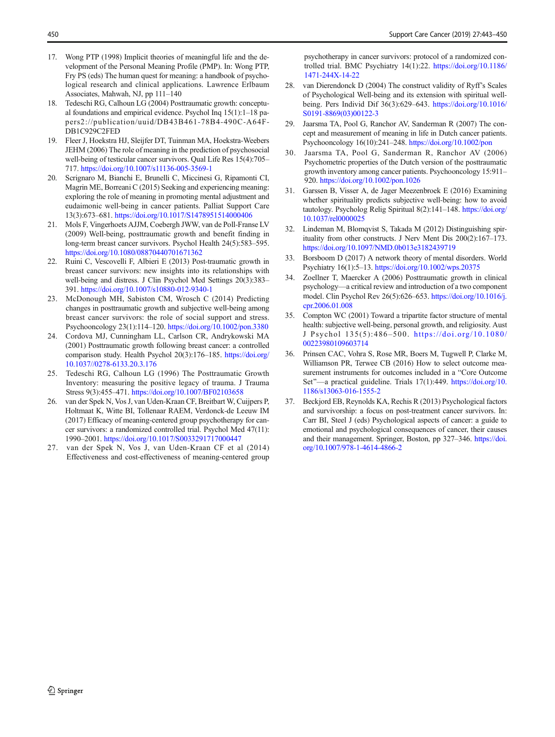17. Wong PTP (1998) Implicit theories of meaningful life and the development of the Personal Meaning Profile (PMP). In: Wong PTP, Fry PS (eds) The human quest for meaning: a handbook of psychological research and clinical applications. Lawrence Erlbaum Associates, Mahwah, NJ, pp 111–140
18. Tedeschi RG, Calhoun LG (2004) Posttraumatic growth: conceptual foundations and empirical evidence. Psychol Inq 15(1):1–18 papers2://publication/uuid/DB43B461-78B4-490C-A64F-DB1C929C2FED
19. Fleer J, Hoekstra HJ, Sleijfer DT, Tuinman MA, Hoekstra-Weebers JEHM (2006) The role of meaning in the prediction of psychosocial well-being of testicular cancer survivors. Qual Life Res 15(4):705–717. https://doi.org/10.1007/s11136-005-3569-1
20. Scrignaro M, Bianchi E, Brunelli C, Miccinesi G, Ripamonti CI, Magrin ME, Borreani C (2015) Seeking and experiencing meaning: exploring the role of meaning in promoting mental adjustment and eudaimonic well-being in cancer patients. Palliat Support Care 13(3):673–681. https://doi.org/10.1017/S1478951514000406
21. Mols F, Vingerhoets AJJM, Coebergh JWW, van de Poll-Franse LV (2009) Well-being, posttraumatic growth and benefit finding in long-term breast cancer survivors. Psychol Health 24(5):583–595. https://doi.org/10.1080/08870440701671362
22. Ruini C, Vescovelli F, Albieri E (2013) Post-traumatic growth in breast cancer survivors: new insights into its relationships with well-being and distress. J Clin Psychol Med Settings 20(3):383–391. https://doi.org/10.1007/s10880-012-9340-1
23. McDonough MH, Sabiston CM, Wrosch C (2014) Predicting changes in posttraumatic growth and subjective well-being among breast cancer survivors: the role of social support and stress. Psychooncology 23(1):114–120. https://doi.org/10.1002/pon.3380
24. Cordova MJ, Cunningham LL, Carlson CR, Andrykowski MA (2001) Posttraumatic growth following breast cancer: a controlled comparison study. Health Psychol 20(3):176–185. https://doi.org/10.1037//0278-6133.20.3.176
25. Tedeschi RG, Calhoun LG (1996) The Posttraumatic Growth Inventory: measuring the positive legacy of trauma. J Trauma Stress 9(3):455–471. https://doi.org/10.1007/BF02103658
26. van der Spek N, Vos J, van Uden-Kraan CF, Breitbart W, Cuijpers P, Holtmaat K, Witte BI, Tollenaar RAEM, Verdonck-de Leeuw IM (2017) Efficacy of meaning-centered group psychotherapy for cancer survivors: a randomized controlled trial. Psychol Med 47(11):1990–2001. https://doi.org/10.1017/S0033291717000447
27. van der Spek N, Vos J, van Uden-Kraan CF et al (2014) Effectiveness and cost-effectiveness of meaning-centered group psychotherapy in cancer survivors: protocol of a randomized controlled trial. BMC Psychiatry 14(1):22. https://doi.org/10.1186/1471-244X-14-22
28. van Dierendonck D (2004) The construct validity of Ryff's Scales of Psychological Well-being and its extension with spiritual well-being. Pers Individ Dif 36(3):629–643. https://doi.org/10.1016/S0191-8869(03)00122-3
29. Jaarsma TA, Pool G, Ranchor AV, Sanderman R (2007) The concept and measurement of meaning in life in Dutch cancer patients. Psychooncology 16(10):241–248. https://doi.org/10.1002/pon
30. Jaarsma TA, Pool G, Sanderman R, Ranchor AV (2006) Psychometric properties of the Dutch version of the posttraumatic growth inventory among cancer patients. Psychooncology 15:911–920. https://doi.org/10.1002/pon.1026
31. Garssen B, Visser A, de Jager Meezenbroek E (2016) Examining whether spirituality predicts subjective well-being: how to avoid tautology. Psycholog Relig Spiritual 8(2):141–148. https://doi.org/10.1037/rel0000025
32. Lindeman M, Blomqvist S, Takada M (2012) Distinguishing spirituality from other constructs. J Nerv Ment Dis 200(2):167–173. https://doi.org/10.1097/NMD.0b013e3182439719
33. Borsboom D (2017) A network theory of mental disorders. World Psychiatry 16(1):5–13. https://doi.org/10.1002/wps.20375
34. Zoellner T, Maercker A (2006) Posttraumatic growth in clinical psychology—a critical review and introduction of a two component model. Clin Psychol Rev 26(5):626–653. https://doi.org/10.1016/j.cpr.2006.01.008
35. Compton WC (2001) Toward a tripartite factor structure of mental health: subjective well-being, personal growth, and religiosity. Aust J Psychol 135(5):486–500. https://doi.org/10.1080/00223980109603714
36. Prinsen CAC, Vohra S, Rose MR, Boers M, Tugwell P, Clarke M, Williamson PR, Terwee CB (2016) How to select outcome measurement instruments for outcomes included in a "Core Outcome Set"—a practical guideline. Trials 17(1):449. https://doi.org/10.1186/s13063-016-1555-2
37. Beckjord EB, Reynolds KA, Rechis R (2013) Psychological factors and survivorship: a focus on post-treatment cancer survivors. In: Carr BI, Steel J (eds) Psychological aspects of cancer: a guide to emotional and psychological consequences of cancer, their causes and their management. Springer, Boston, pp 327–346. https://doi.org/10.1007/978-1-4614-4866-2